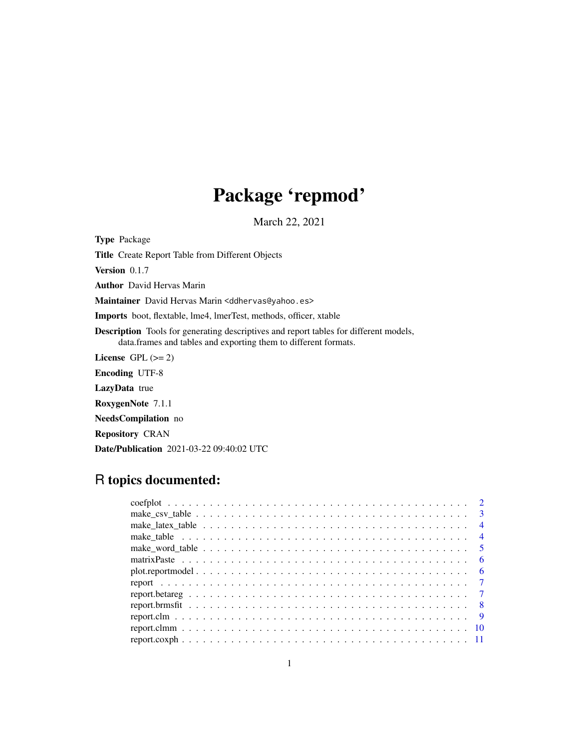# Package 'repmod'

March 22, 2021

**Type** Package

**Title** Create Report Table from Different Objects

**Version** 0.1.7

**Author** David Hervas Marin

**Maintainer** David Hervas Marin <ddhervas@yahoo.es>

**Imports** boot, flextable, lme4, lmerTest, methods, officer, xtable

**Description** Tools for generating descriptives and report tables for different models, data.frames and tables and exporting them to different formats.

**License** GPL (>= 2)

**Encoding** UTF-8

**LazyData** true

**RoxygenNote** 7.1.1

**NeedsCompilation** no

**Repository** CRAN

**Date/Publication** 2021-03-22 09:40:02 UTC

## R topics documented:

| | |
|---|---|
| coefplot | 2 |
| make_csv_table | 3 |
| make_latex_table | 4 |
| make_table | 4 |
| make_word_table | 5 |
| matrixPaste | 6 |
| plot.reportmodel | 6 |
| report | 7 |
| report.betareg | 7 |
| report.brmsfit | 8 |
| report.clm | 9 |
| report.clmm | 10 |
| report.coxph | 11 |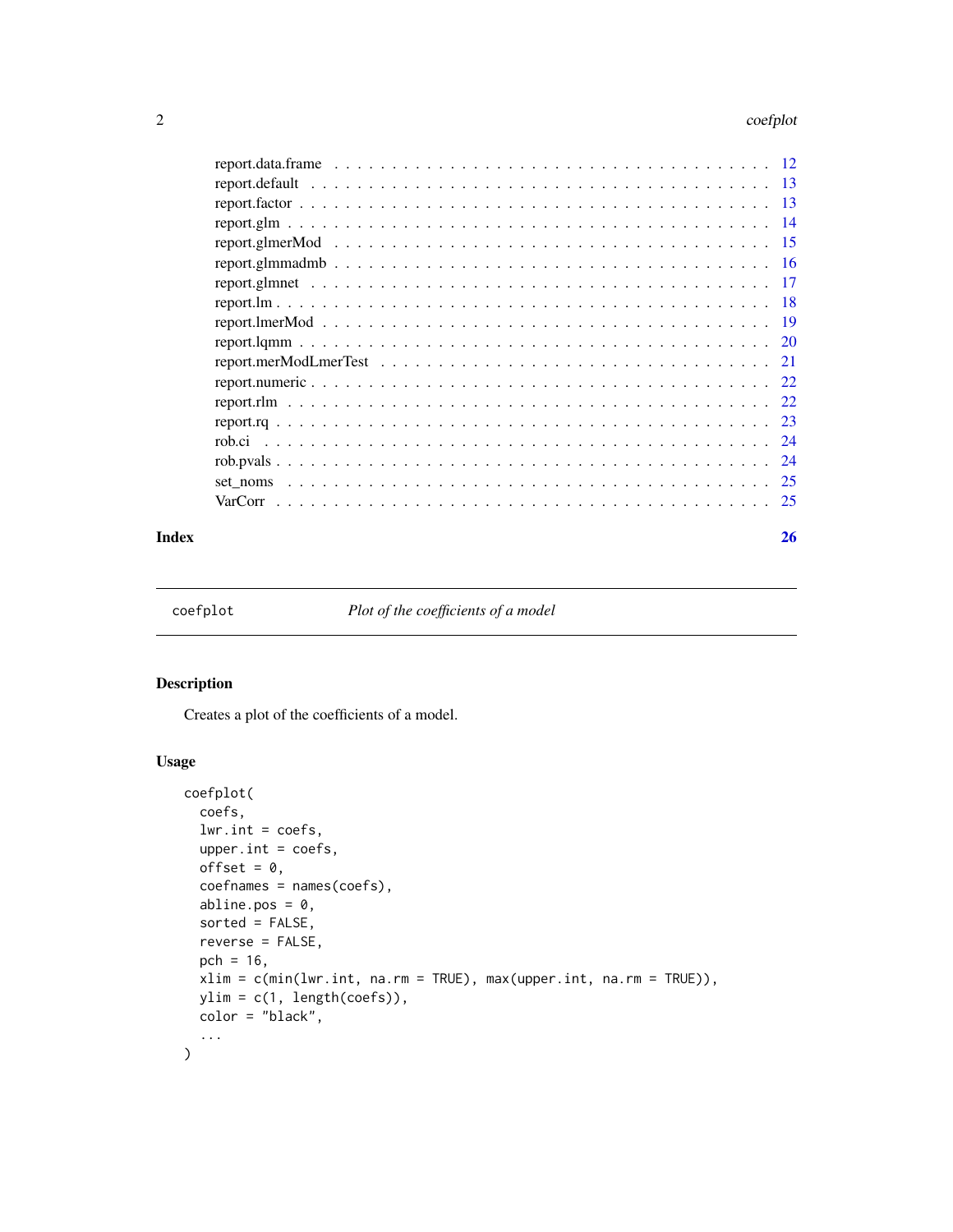| | |
|---|---|
| report.data.frame | 12 |
| report.default | 13 |
| report.factor | 13 |
| report.glm | 14 |
| report.glmerMod | 15 |
| report.glmmadmb | 16 |
| report.glmnet | 17 |
| report.lm | 18 |
| report.lmerMod | 19 |
| report.lqmm | 20 |
| report.merModLmerTest | 21 |
| report.numeric | 22 |
| report.rlm | 22 |
| report.rq | 23 |
| rob.ci | 24 |
| rob.pvals | 24 |
| set_noms | 25 |
| VarCorr | 25 |

**Index** **26**

---

`coefplot` *Plot of the coefficients of a model*

---

## Description

Creates a plot of the coefficients of a model.

## Usage

```
coefplot(
  coefs,
  lwr.int = coefs,
  upper.int = coefs,
  offset = 0,
  coefnames = names(coefs),
  abline.pos = 0,
  sorted = FALSE,
  reverse = FALSE,
  pch = 16,
  xlim = c(min(lwr.int, na.rm = TRUE), max(upper.int, na.rm = TRUE)),
  ylim = c(1, length(coefs)),
  color = "black",
  ...
)
```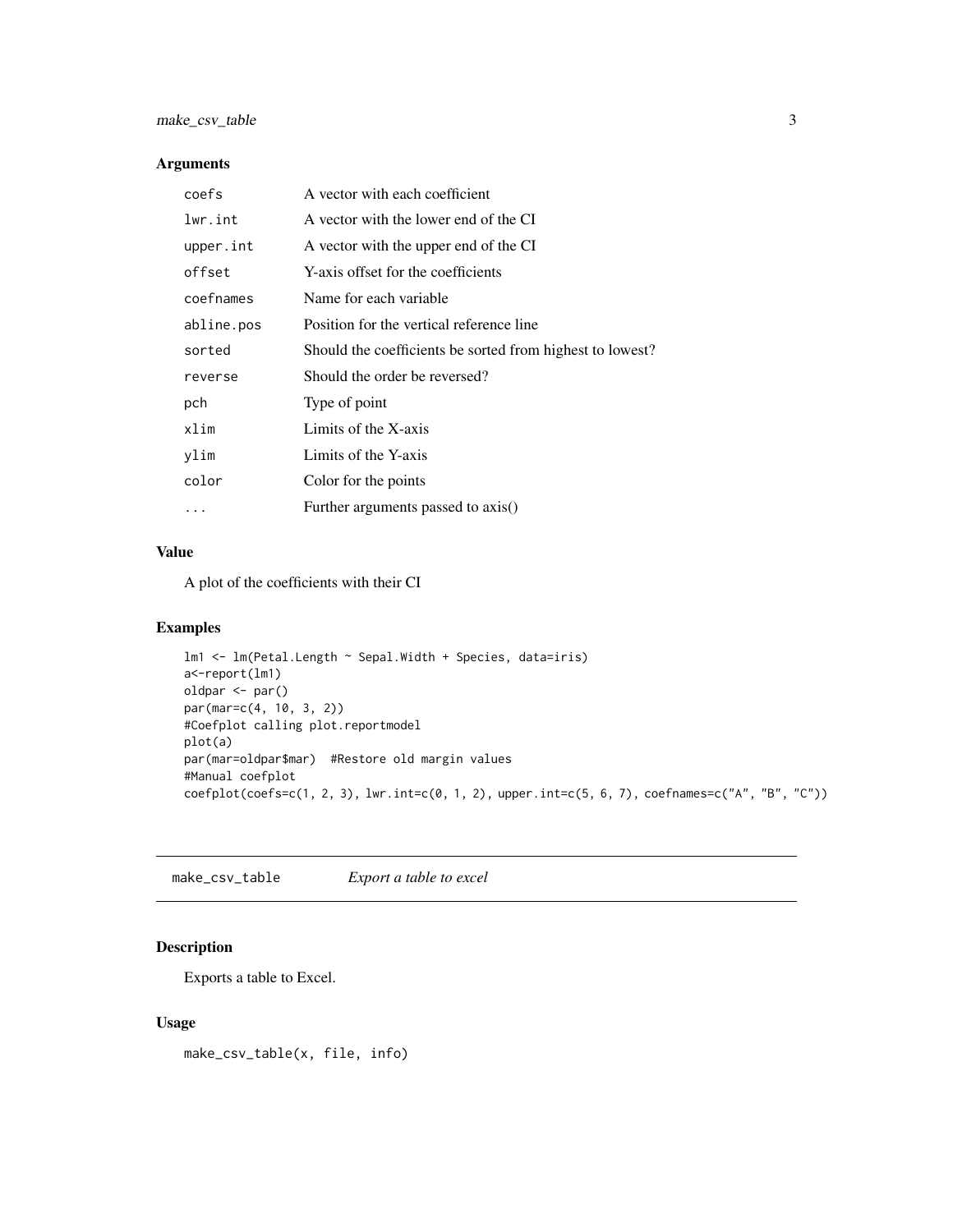### Arguments

| | |
|---|---|
| `coefs` | A vector with each coefficient |
| `lwr.int` | A vector with the lower end of the CI |
| `upper.int` | A vector with the upper end of the CI |
| `offset` | Y-axis offset for the coefficients |
| `coefnames` | Name for each variable |
| `abline.pos` | Position for the vertical reference line |
| `sorted` | Should the coefficients be sorted from highest to lowest? |
| `reverse` | Should the order be reversed? |
| `pch` | Type of point |
| `xlim` | Limits of the X-axis |
| `ylim` | Limits of the Y-axis |
| `color` | Color for the points |
| `...` | Further arguments passed to axis() |

### Value

A plot of the coefficients with their CI

### Examples

```
lm1 <- lm(Petal.Length ~ Sepal.Width + Species, data=iris)
a<-report(lm1)
oldpar <- par()
par(mar=c(4, 10, 3, 2))
#Coefplot calling plot.reportmodel
plot(a)
par(mar=oldpar$mar)  #Restore old margin values
#Manual coefplot
coefplot(coefs=c(1, 2, 3), lwr.int=c(0, 1, 2), upper.int=c(5, 6, 7), coefnames=c("A", "B", "C"))
```

---

## make_csv_table    *Export a table to excel*

### Description

Exports a table to Excel.

### Usage

```
make_csv_table(x, file, info)
```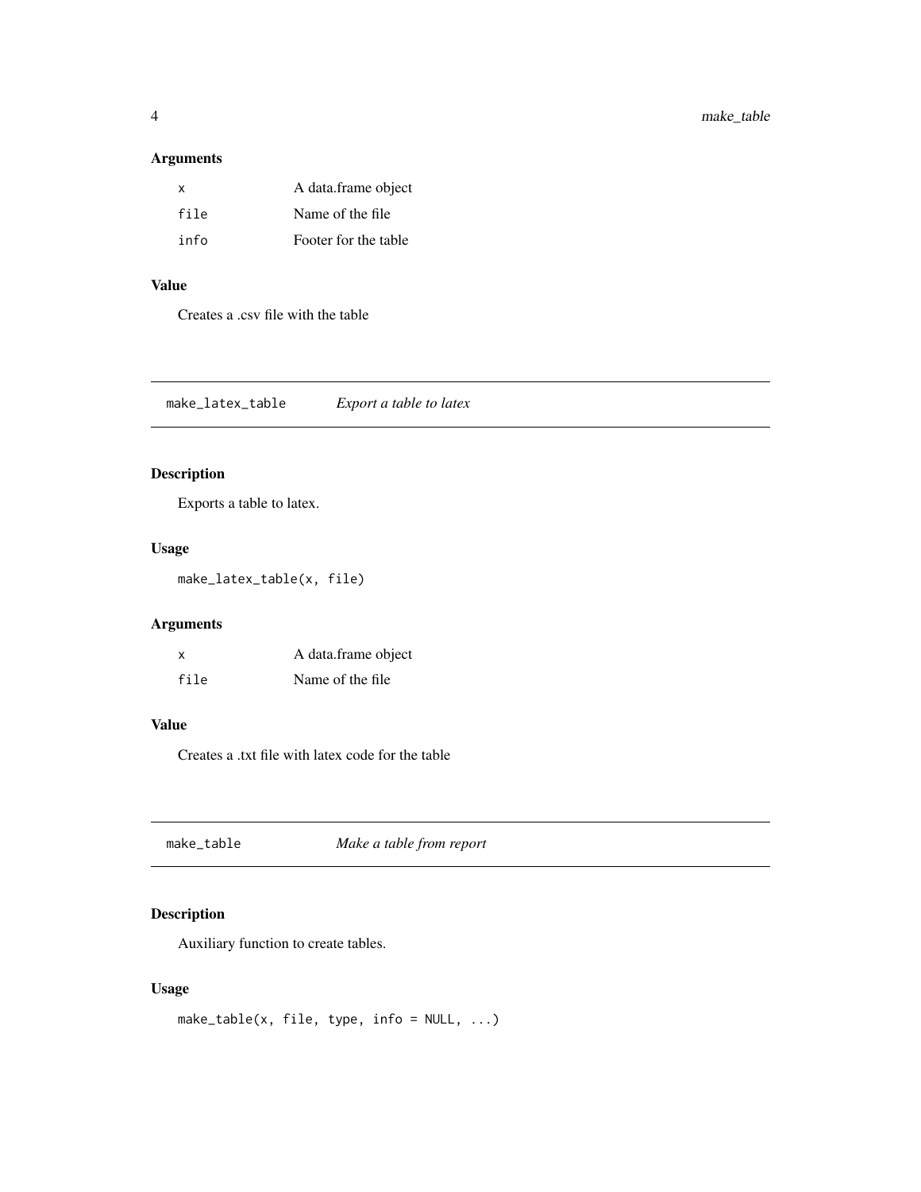### Arguments

| | |
|---|---|
| `x` | A data.frame object |
| `file` | Name of the file |
| `info` | Footer for the table |

### Value

Creates a .csv file with the table

## make_latex_table *Export a table to latex*

### Description

Exports a table to latex.

### Usage

```
make_latex_table(x, file)
```

### Arguments

| | |
|---|---|
| `x` | A data.frame object |
| `file` | Name of the file |

### Value

Creates a .txt file with latex code for the table

## make_table *Make a table from report*

### Description

Auxiliary function to create tables.

### Usage

```
make_table(x, file, type, info = NULL, ...)
```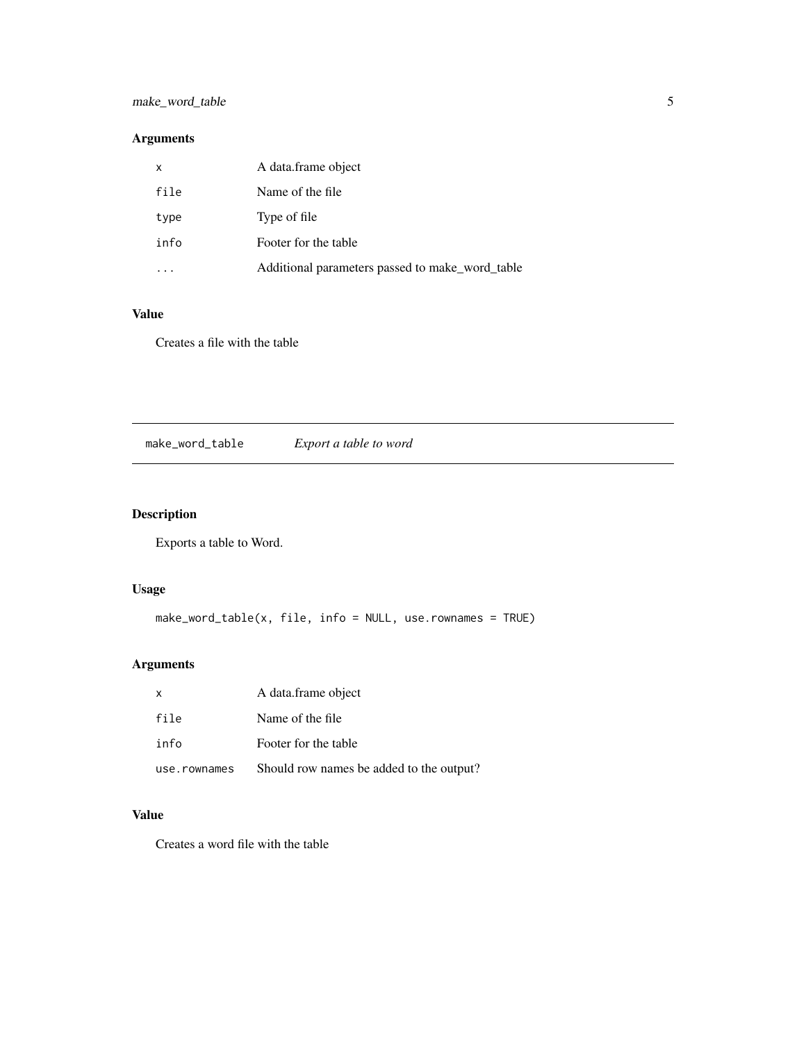### Arguments

| | |
|---|---|
| `x` | A data.frame object |
| `file` | Name of the file |
| `type` | Type of file |
| `info` | Footer for the table |
| `...` | Additional parameters passed to make_word_table |

### Value

Creates a file with the table

---

## `make_word_table` *Export a table to word*

---

### Description

Exports a table to Word.

### Usage

```
make_word_table(x, file, info = NULL, use.rownames = TRUE)
```

### Arguments

| | |
|---|---|
| `x` | A data.frame object |
| `file` | Name of the file |
| `info` | Footer for the table |
| `use.rownames` | Should row names be added to the output? |

### Value

Creates a word file with the table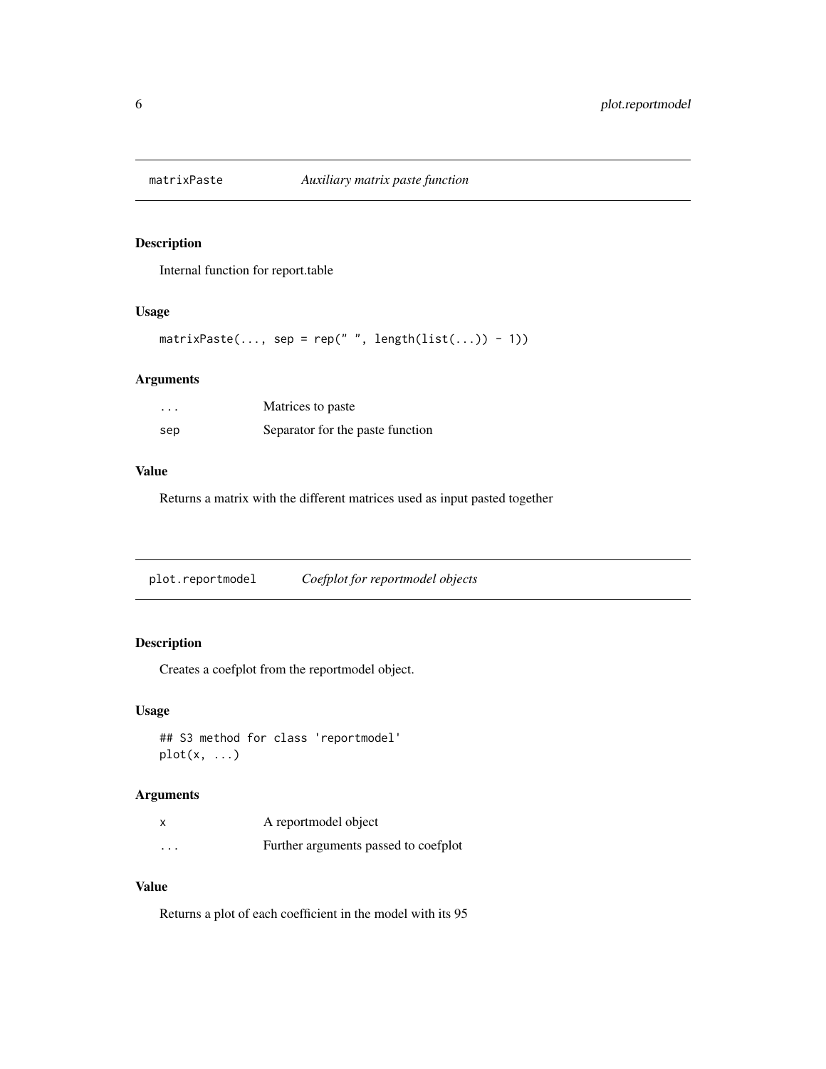## matrixPaste *Auxiliary matrix paste function*

### Description

Internal function for report.table

### Usage

```
matrixPaste(..., sep = rep(" ", length(list(...)) - 1))
```

### Arguments

| | |
|---|---|
| ... | Matrices to paste |
| sep | Separator for the paste function |

### Value

Returns a matrix with the different matrices used as input pasted together

## plot.reportmodel *Coefplot for reportmodel objects*

### Description

Creates a coefplot from the reportmodel object.

### Usage

```
## S3 method for class 'reportmodel'
plot(x, ...)
```

### Arguments

| | |
|---|---|
| x | A reportmodel object |
| ... | Further arguments passed to coefplot |

### Value

Returns a plot of each coefficient in the model with its 95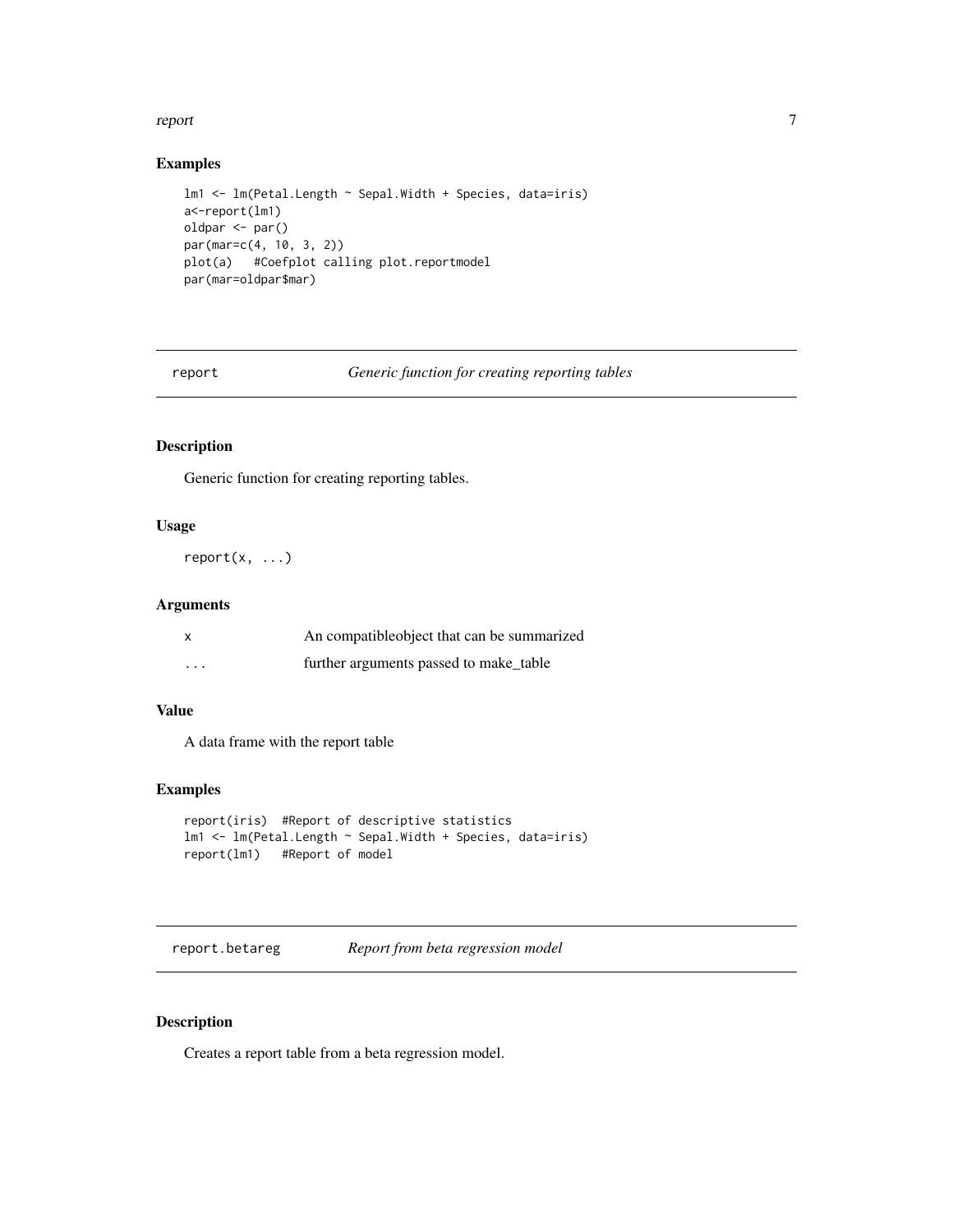## Examples

```
lm1 <- lm(Petal.Length ~ Sepal.Width + Species, data=iris)
a<-report(lm1)
oldpar <- par()
par(mar=c(4, 10, 3, 2))
plot(a)   #Coefplot calling plot.reportmodel
par(mar=oldpar$mar)
```

---

# report *Generic function for creating reporting tables*

## Description

Generic function for creating reporting tables.

## Usage

```
report(x, ...)
```

## Arguments

| | |
|---|---|
| x | An compatibleobject that can be summarized |
| ... | further arguments passed to make_table |

## Value

A data frame with the report table

## Examples

```
report(iris)  #Report of descriptive statistics
lm1 <- lm(Petal.Length ~ Sepal.Width + Species, data=iris)
report(lm1)   #Report of model
```

---

# report.betareg *Report from beta regression model*

## Description

Creates a report table from a beta regression model.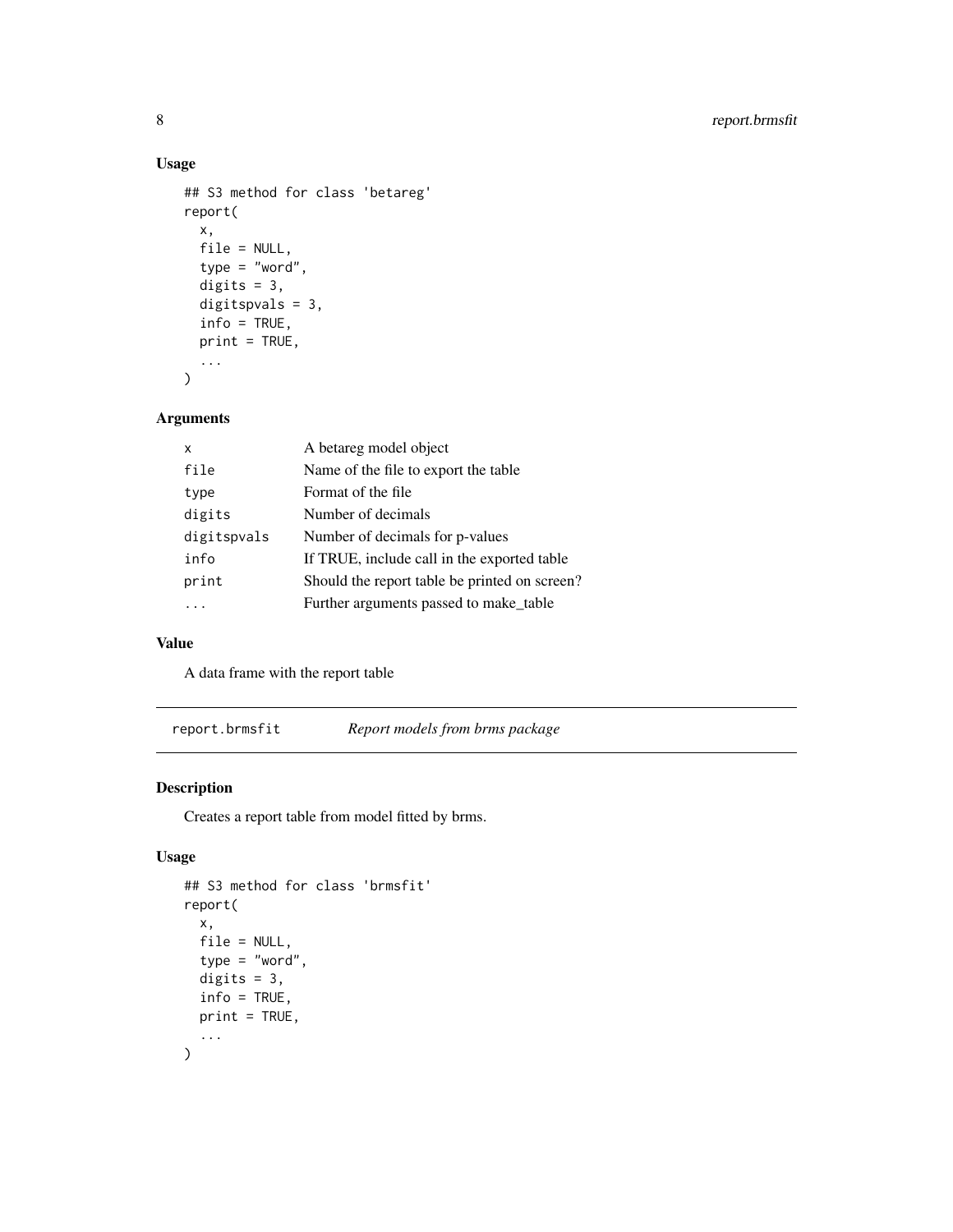## Usage

```
## S3 method for class 'betareg'
report(
  x,
  file = NULL,
  type = "word",
  digits = 3,
  digitspvals = 3,
  info = TRUE,
  print = TRUE,
  ...
)
```

## Arguments

| | |
|---|---|
| x | A betareg model object |
| file | Name of the file to export the table |
| type | Format of the file |
| digits | Number of decimals |
| digitspvals | Number of decimals for p-values |
| info | If TRUE, include call in the exported table |
| print | Should the report table be printed on screen? |
| ... | Further arguments passed to make_table |

## Value

A data frame with the report table

---

# report.brmsfit *Report models from brms package*

---

## Description

Creates a report table from model fitted by brms.

## Usage

```
## S3 method for class 'brmsfit'
report(
  x,
  file = NULL,
  type = "word",
  digits = 3,
  info = TRUE,
  print = TRUE,
  ...
)
```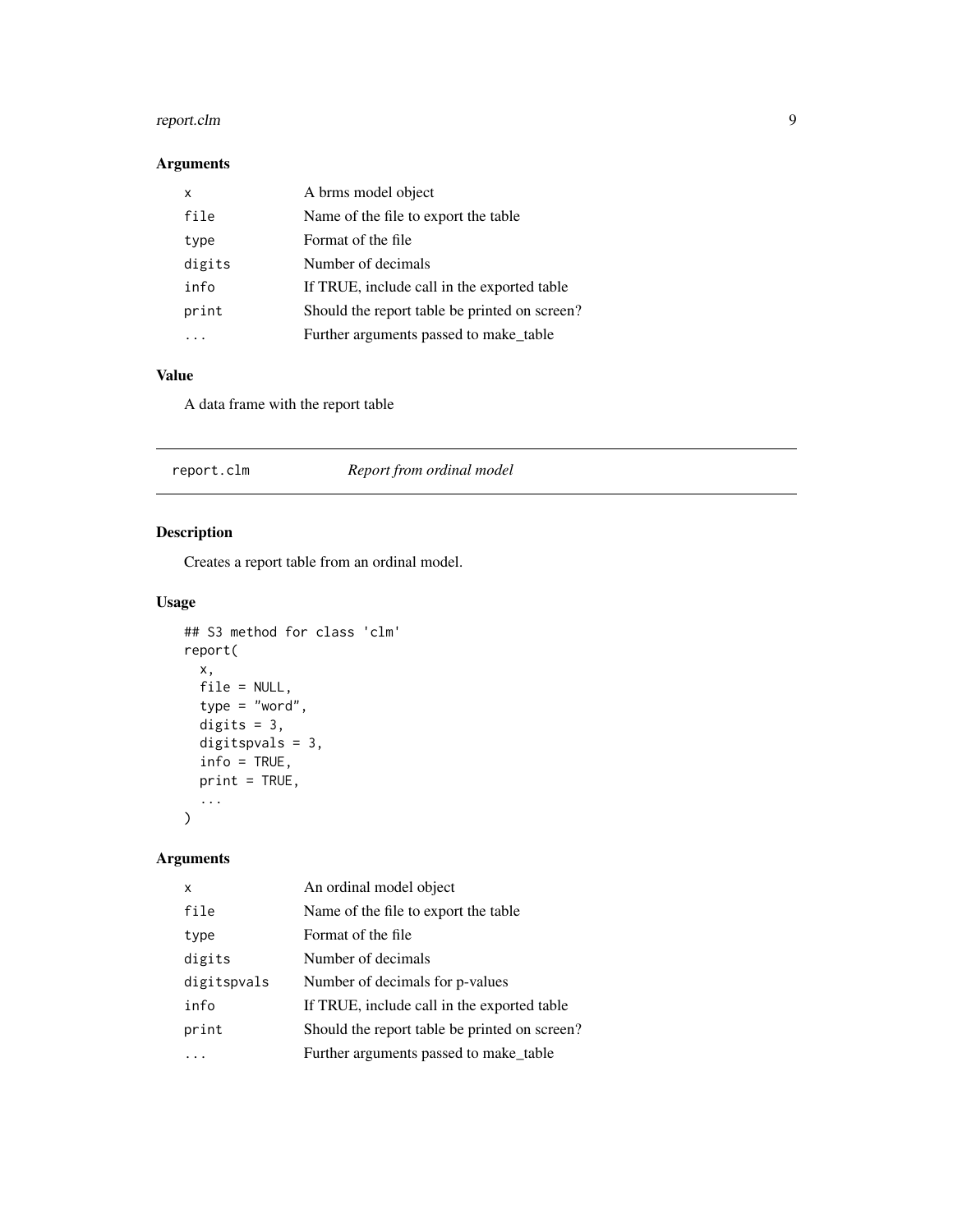## Arguments

| | |
|---|---|
| x | A brms model object |
| file | Name of the file to export the table |
| type | Format of the file |
| digits | Number of decimals |
| info | If TRUE, include call in the exported table |
| print | Should the report table be printed on screen? |
| ... | Further arguments passed to make_table |

## Value

A data frame with the report table

---

# report.clm    *Report from ordinal model*

---

## Description

Creates a report table from an ordinal model.

## Usage

```
## S3 method for class 'clm'
report(
  x,
  file = NULL,
  type = "word",
  digits = 3,
  digitspvals = 3,
  info = TRUE,
  print = TRUE,
  ...
)
```

## Arguments

| | |
|---|---|
| x | An ordinal model object |
| file | Name of the file to export the table |
| type | Format of the file |
| digits | Number of decimals |
| digitspvals | Number of decimals for p-values |
| info | If TRUE, include call in the exported table |
| print | Should the report table be printed on screen? |
| ... | Further arguments passed to make_table |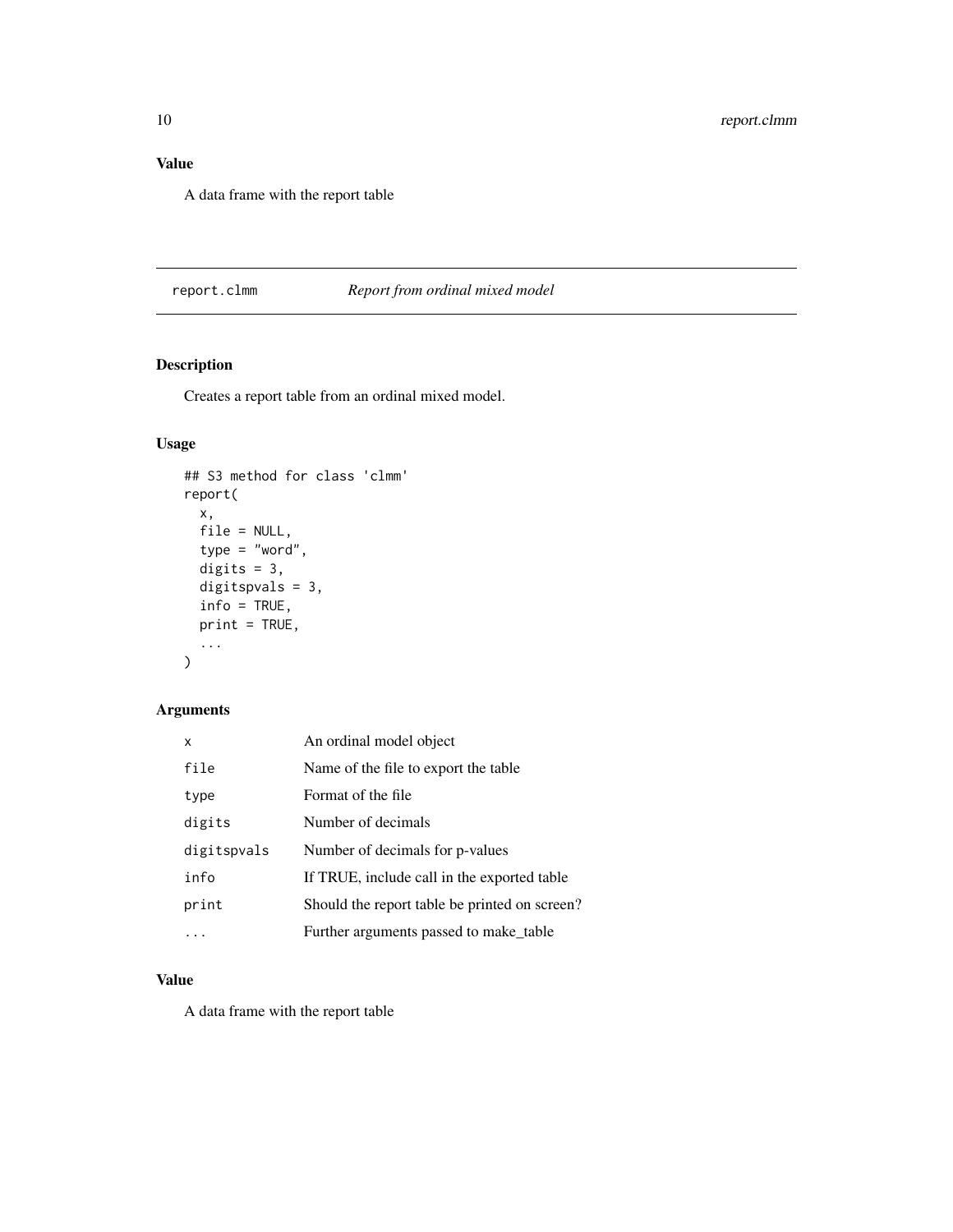## Value

A data frame with the report table

---

## report.clmm — *Report from ordinal mixed model*

### Description

Creates a report table from an ordinal mixed model.

### Usage

```
## S3 method for class 'clmm'
report(
  x,
  file = NULL,
  type = "word",
  digits = 3,
  digitspvals = 3,
  info = TRUE,
  print = TRUE,
  ...
)
```

### Arguments

| | |
|---|---|
| `x` | An ordinal model object |
| `file` | Name of the file to export the table |
| `type` | Format of the file |
| `digits` | Number of decimals |
| `digitspvals` | Number of decimals for p-values |
| `info` | If TRUE, include call in the exported table |
| `print` | Should the report table be printed on screen? |
| `...` | Further arguments passed to make_table |

### Value

A data frame with the report table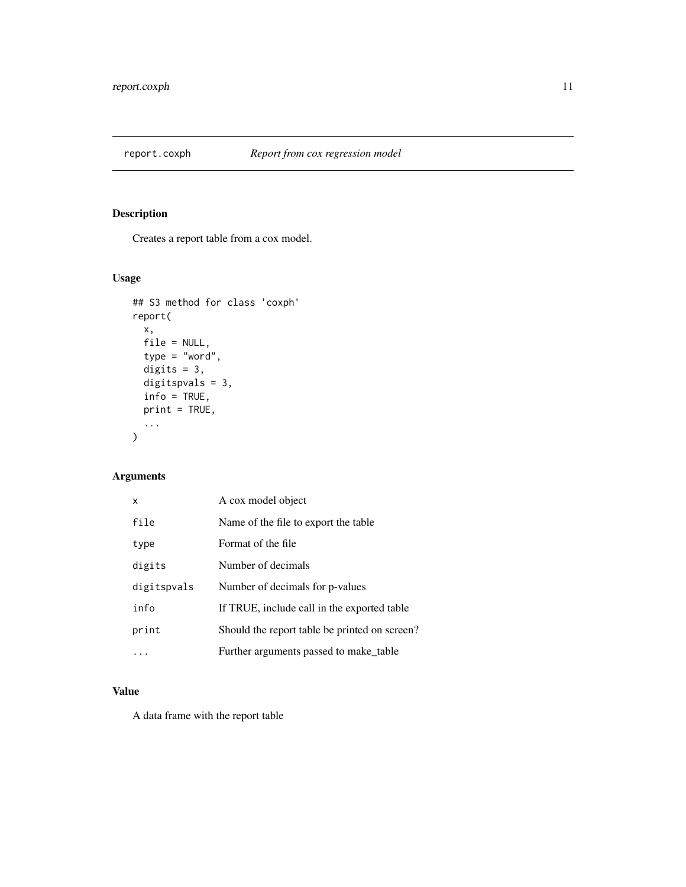# report.coxph — *Report from cox regression model*

## Description

Creates a report table from a cox model.

## Usage

```
## S3 method for class 'coxph'
report(
  x,
  file = NULL,
  type = "word",
  digits = 3,
  digitspvals = 3,
  info = TRUE,
  print = TRUE,
  ...
)
```

## Arguments

| | |
|---|---|
| x | A cox model object |
| file | Name of the file to export the table |
| type | Format of the file |
| digits | Number of decimals |
| digitspvals | Number of decimals for p-values |
| info | If TRUE, include call in the exported table |
| print | Should the report table be printed on screen? |
| ... | Further arguments passed to make_table |

## Value

A data frame with the report table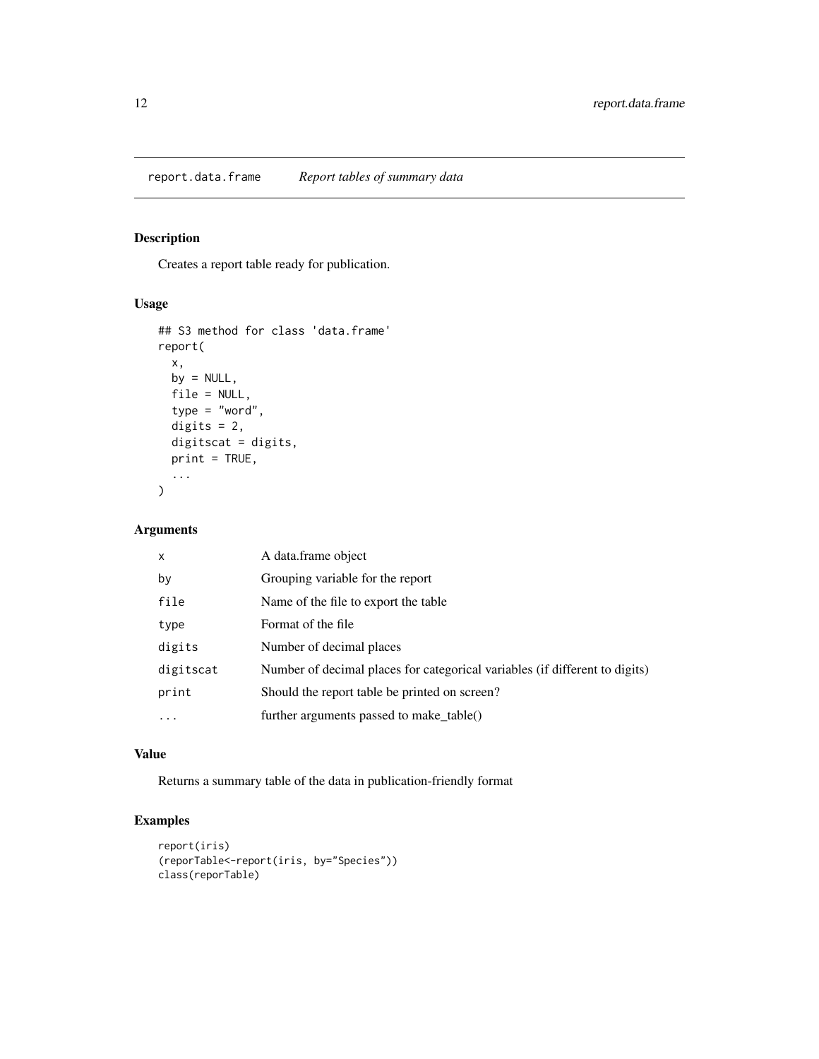# report.data.frame *Report tables of summary data*

## Description

Creates a report table ready for publication.

## Usage

```
## S3 method for class 'data.frame'
report(
  x,
  by = NULL,
  file = NULL,
  type = "word",
  digits = 2,
  digitscat = digits,
  print = TRUE,
  ...
)
```

## Arguments

| | |
|---|---|
| x | A data.frame object |
| by | Grouping variable for the report |
| file | Name of the file to export the table |
| type | Format of the file |
| digits | Number of decimal places |
| digitscat | Number of decimal places for categorical variables (if different to digits) |
| print | Should the report table be printed on screen? |
| ... | further arguments passed to make_table() |

## Value

Returns a summary table of the data in publication-friendly format

## Examples

```
report(iris)
(reporTable<-report(iris, by="Species"))
class(reporTable)
```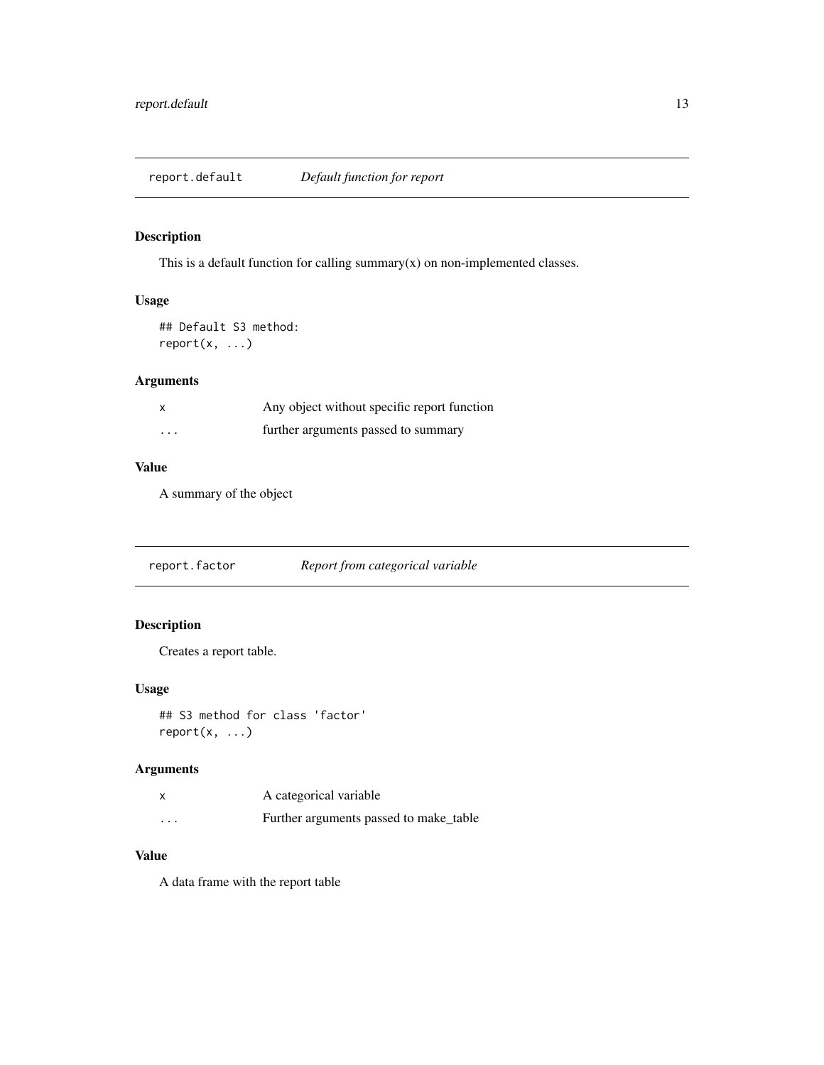## report.default *Default function for report*

### Description

This is a default function for calling summary(x) on non-implemented classes.

### Usage

```
## Default S3 method:
report(x, ...)
```

### Arguments

| | |
|---|---|
| x | Any object without specific report function |
| ... | further arguments passed to summary |

### Value

A summary of the object

## report.factor *Report from categorical variable*

### Description

Creates a report table.

### Usage

```
## S3 method for class 'factor'
report(x, ...)
```

### Arguments

| | |
|---|---|
| x | A categorical variable |
| ... | Further arguments passed to make_table |

### Value

A data frame with the report table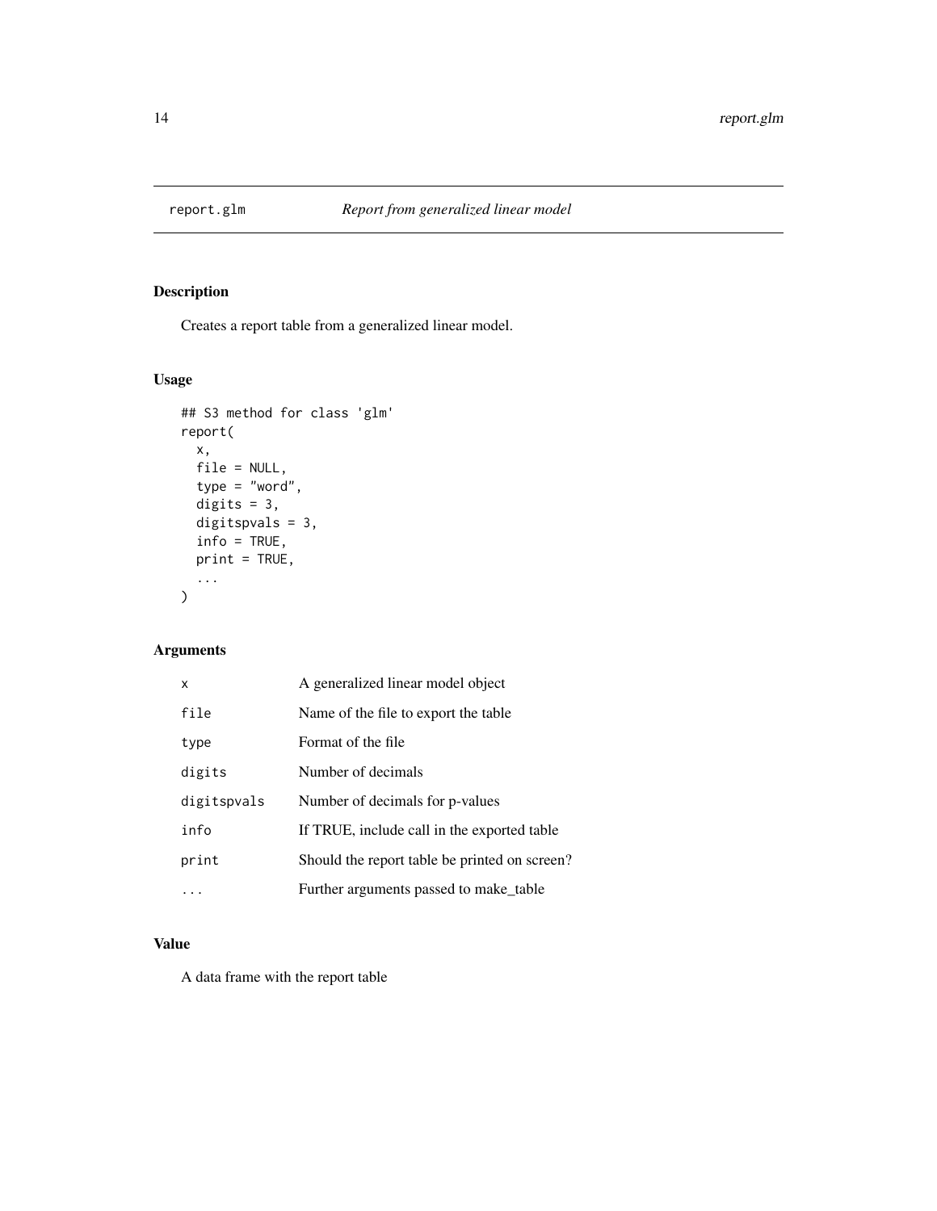# report.glm — *Report from generalized linear model*

## Description

Creates a report table from a generalized linear model.

## Usage

```
## S3 method for class 'glm'
report(
  x,
  file = NULL,
  type = "word",
  digits = 3,
  digitspvals = 3,
  info = TRUE,
  print = TRUE,
  ...
)
```

## Arguments

| | |
|---|---|
| x | A generalized linear model object |
| file | Name of the file to export the table |
| type | Format of the file |
| digits | Number of decimals |
| digitspvals | Number of decimals for p-values |
| info | If TRUE, include call in the exported table |
| print | Should the report table be printed on screen? |
| ... | Further arguments passed to make_table |

## Value

A data frame with the report table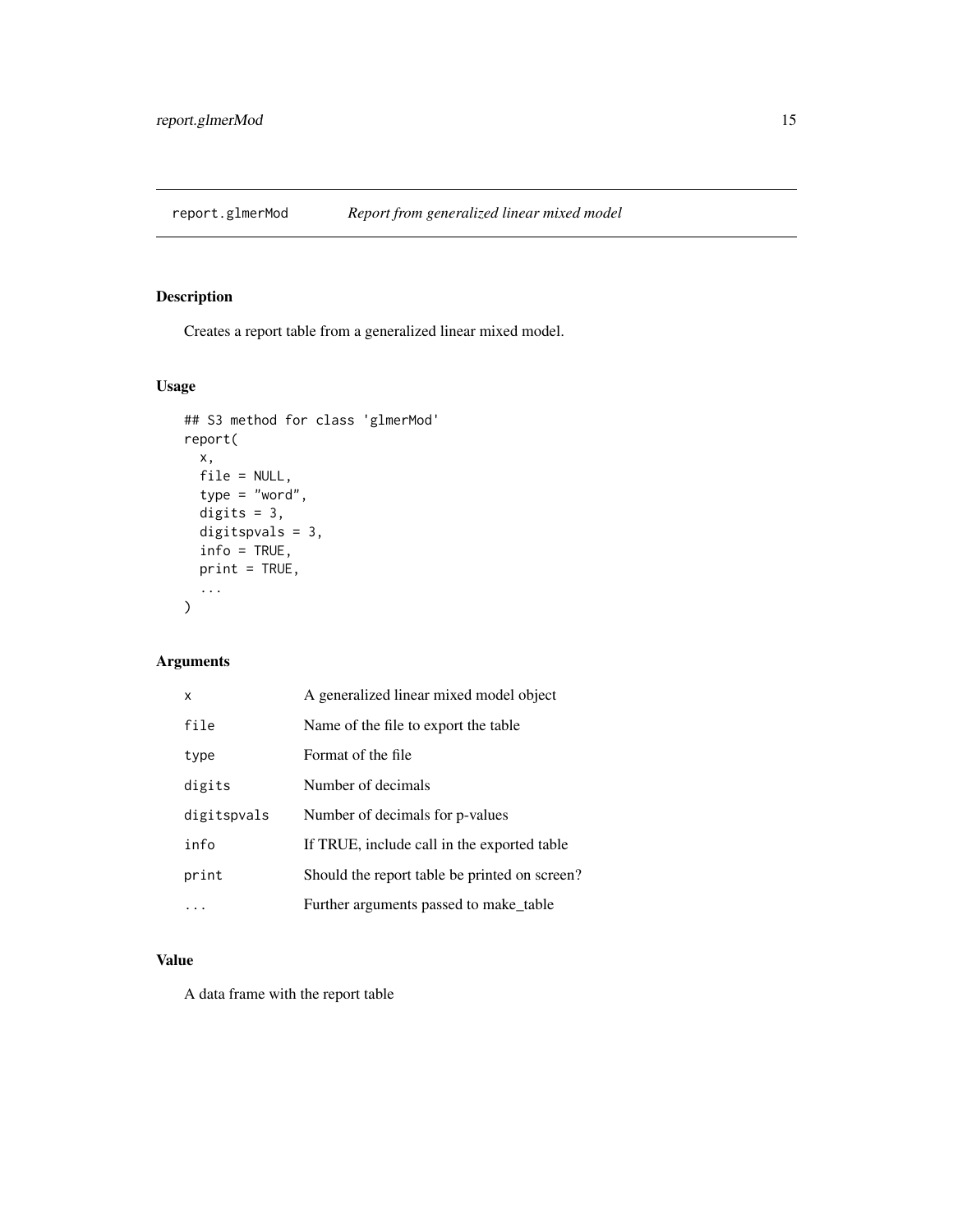# report.glmerMod — *Report from generalized linear mixed model*

## Description

Creates a report table from a generalized linear mixed model.

## Usage

```
## S3 method for class 'glmerMod'
report(
  x,
  file = NULL,
  type = "word",
  digits = 3,
  digitspvals = 3,
  info = TRUE,
  print = TRUE,
  ...
)
```

## Arguments

| | |
|---|---|
| `x` | A generalized linear mixed model object |
| `file` | Name of the file to export the table |
| `type` | Format of the file |
| `digits` | Number of decimals |
| `digitspvals` | Number of decimals for p-values |
| `info` | If TRUE, include call in the exported table |
| `print` | Should the report table be printed on screen? |
| `...` | Further arguments passed to make_table |

## Value

A data frame with the report table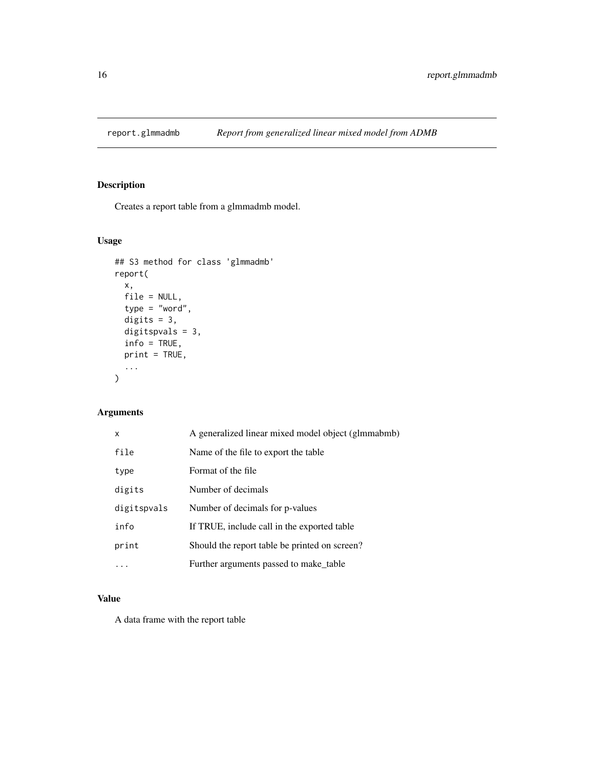# report.glmmadmb — *Report from generalized linear mixed model from ADMB*

## Description

Creates a report table from a glmmadmb model.

## Usage

```
## S3 method for class 'glmmadmb'
report(
  x,
  file = NULL,
  type = "word",
  digits = 3,
  digitspvals = 3,
  info = TRUE,
  print = TRUE,
  ...
)
```

## Arguments

| | |
|---|---|
| `x` | A generalized linear mixed model object (glmmabmb) |
| `file` | Name of the file to export the table |
| `type` | Format of the file |
| `digits` | Number of decimals |
| `digitspvals` | Number of decimals for p-values |
| `info` | If TRUE, include call in the exported table |
| `print` | Should the report table be printed on screen? |
| `...` | Further arguments passed to make_table |

## Value

A data frame with the report table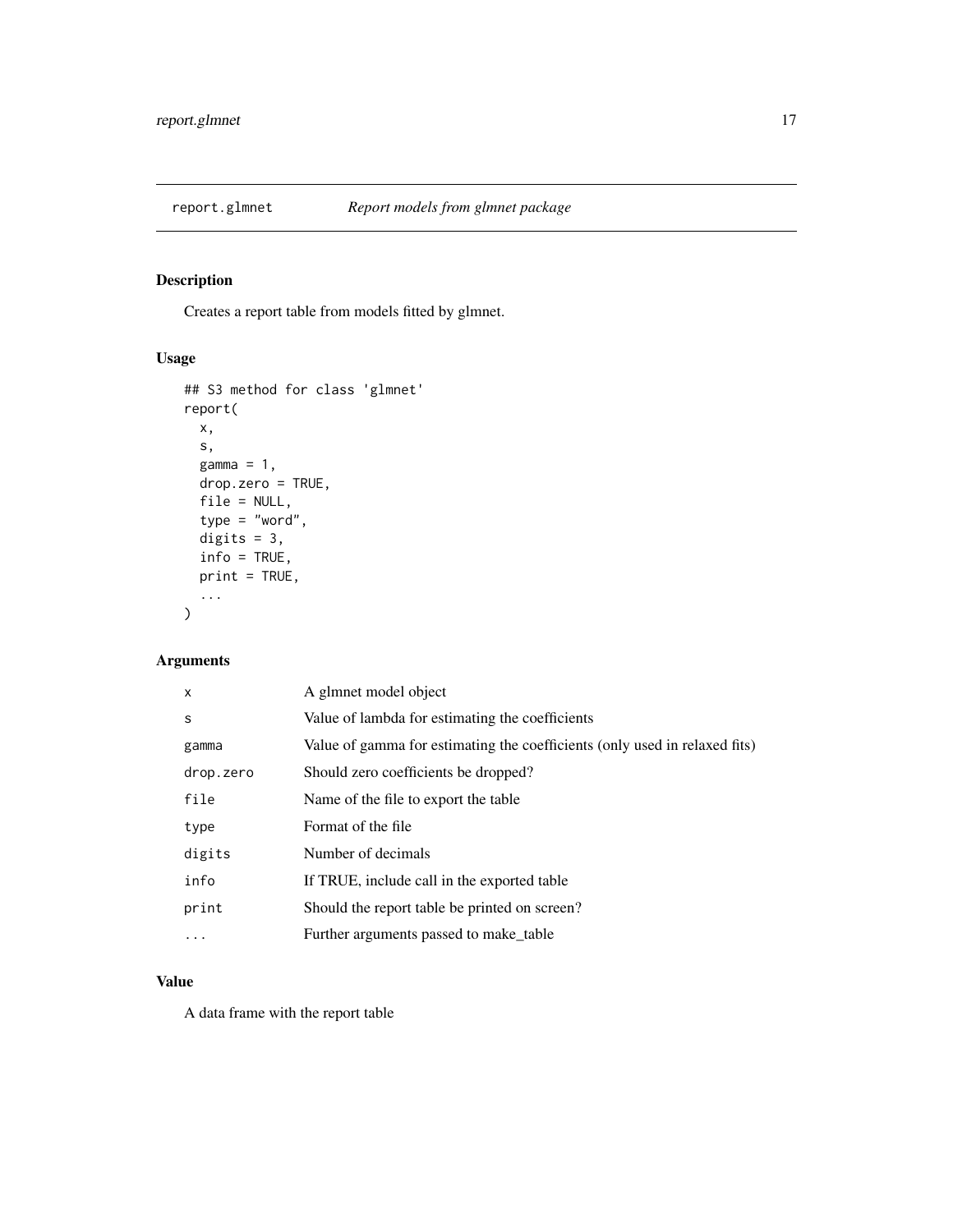## report.glmnet *Report models from glmnet package*

### Description

Creates a report table from models fitted by glmnet.

### Usage

```
## S3 method for class 'glmnet'
report(
  x,
  s,
  gamma = 1,
  drop.zero = TRUE,
  file = NULL,
  type = "word",
  digits = 3,
  info = TRUE,
  print = TRUE,
  ...
)
```

### Arguments

| | |
|---|---|
| x | A glmnet model object |
| s | Value of lambda for estimating the coefficients |
| gamma | Value of gamma for estimating the coefficients (only used in relaxed fits) |
| drop.zero | Should zero coefficients be dropped? |
| file | Name of the file to export the table |
| type | Format of the file |
| digits | Number of decimals |
| info | If TRUE, include call in the exported table |
| print | Should the report table be printed on screen? |
| ... | Further arguments passed to make_table |

### Value

A data frame with the report table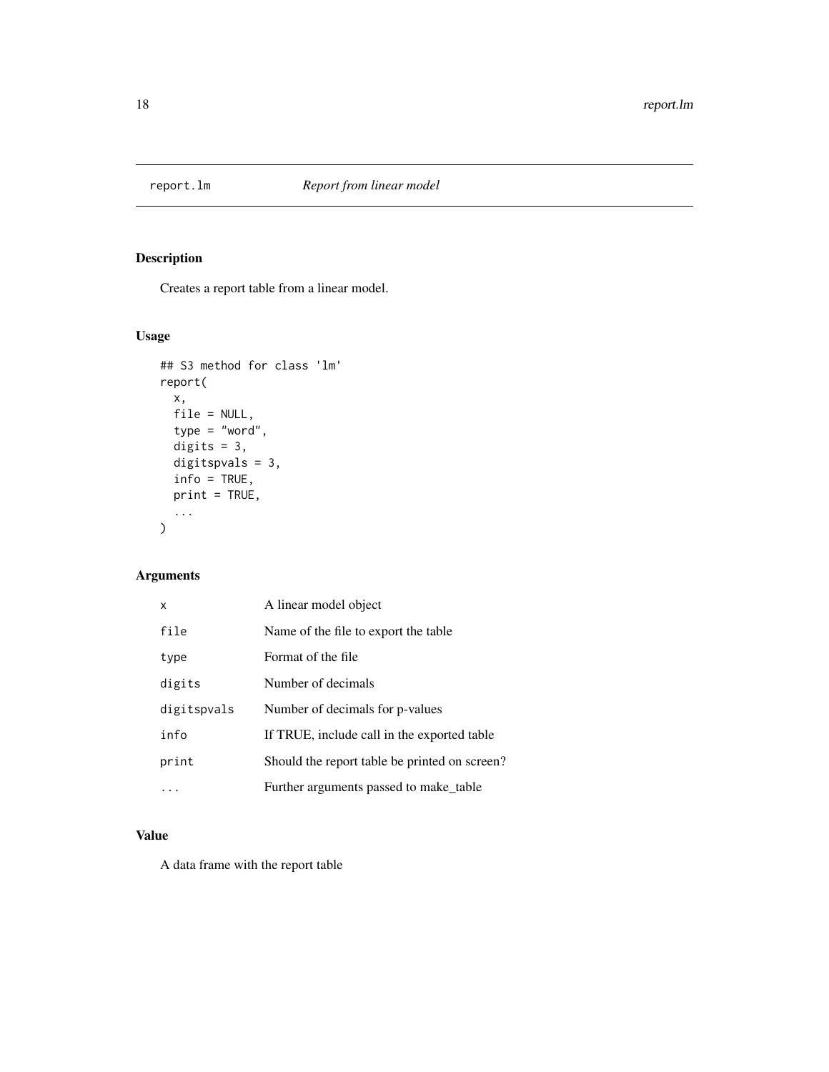## report.lm *Report from linear model*

### Description

Creates a report table from a linear model.

### Usage

```
## S3 method for class 'lm'
report(
  x,
  file = NULL,
  type = "word",
  digits = 3,
  digitspvals = 3,
  info = TRUE,
  print = TRUE,
  ...
)
```

### Arguments

| | |
|---|---|
| x | A linear model object |
| file | Name of the file to export the table |
| type | Format of the file |
| digits | Number of decimals |
| digitspvals | Number of decimals for p-values |
| info | If TRUE, include call in the exported table |
| print | Should the report table be printed on screen? |
| ... | Further arguments passed to make_table |

### Value

A data frame with the report table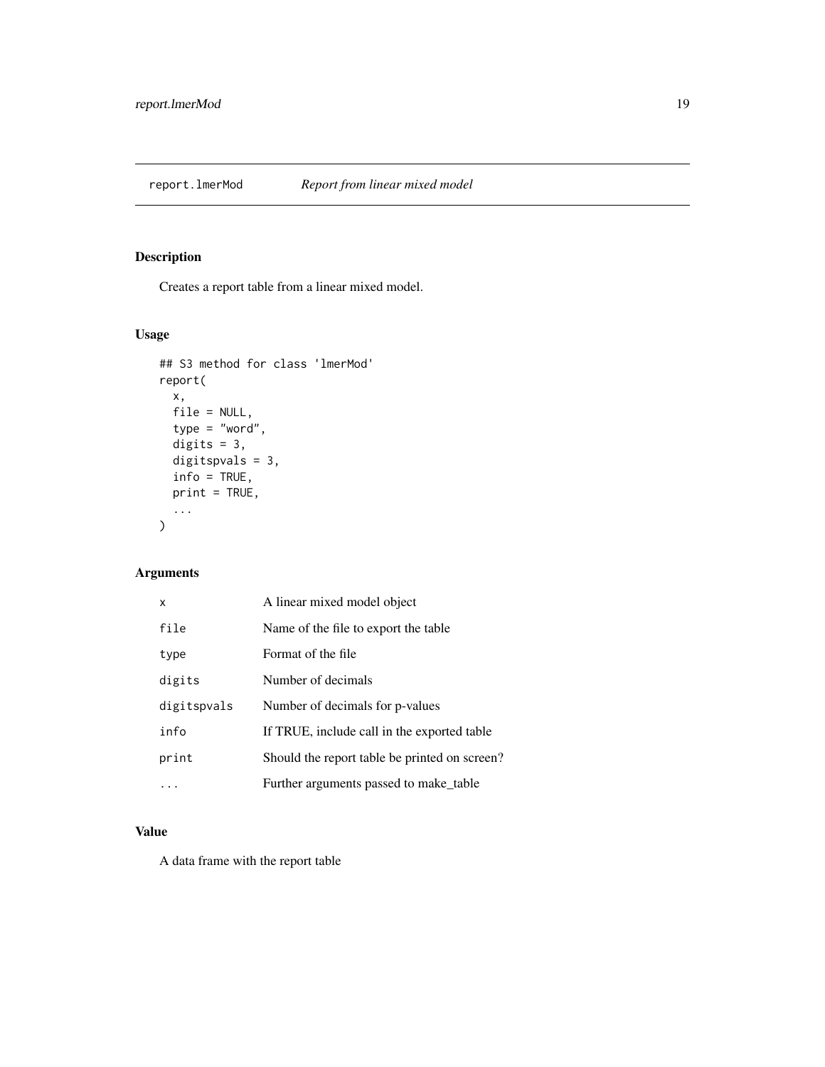# report.lmerMod — *Report from linear mixed model*

## Description

Creates a report table from a linear mixed model.

## Usage

```
## S3 method for class 'lmerMod'
report(
  x,
  file = NULL,
  type = "word",
  digits = 3,
  digitspvals = 3,
  info = TRUE,
  print = TRUE,
  ...
)
```

## Arguments

| | |
|---|---|
| x | A linear mixed model object |
| file | Name of the file to export the table |
| type | Format of the file |
| digits | Number of decimals |
| digitspvals | Number of decimals for p-values |
| info | If TRUE, include call in the exported table |
| print | Should the report table be printed on screen? |
| ... | Further arguments passed to make_table |

## Value

A data frame with the report table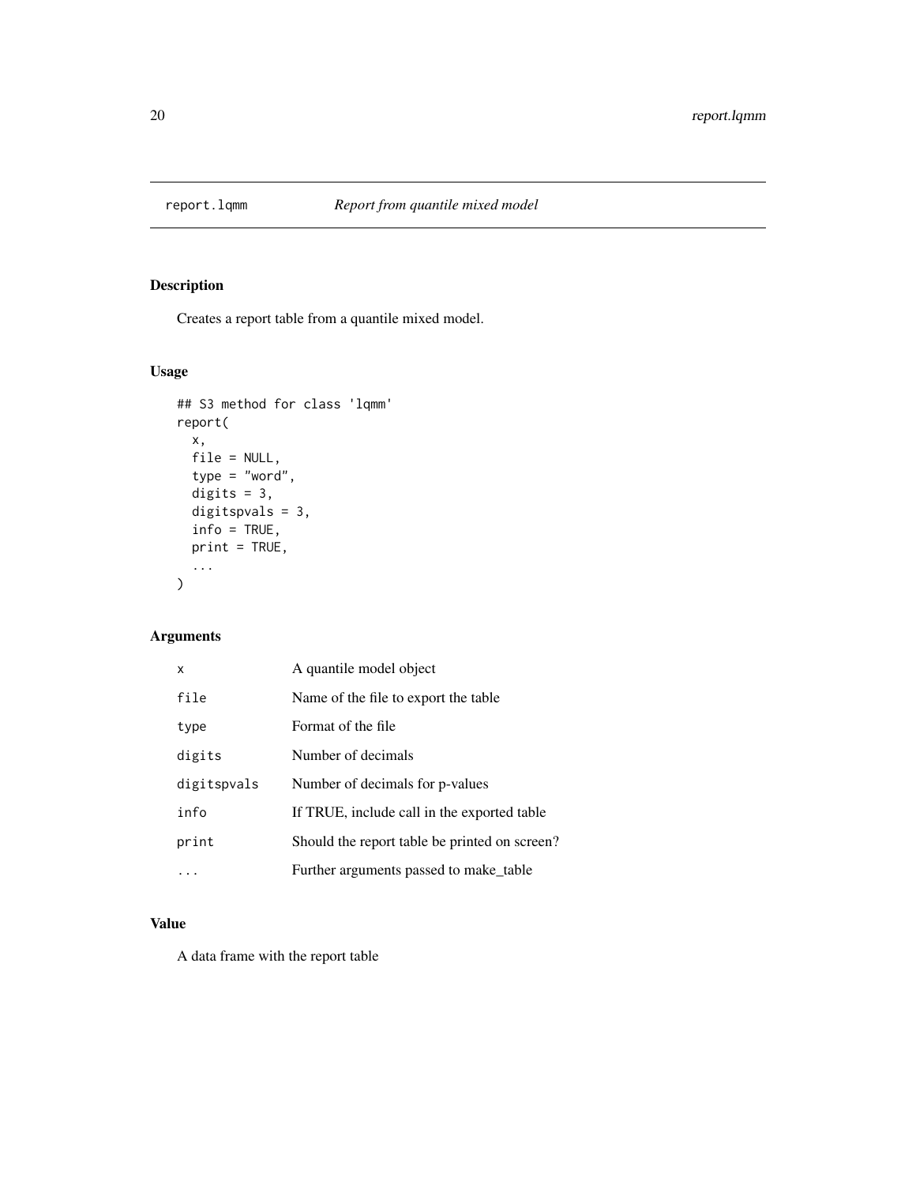# report.lqmm — *Report from quantile mixed model*

## Description

Creates a report table from a quantile mixed model.

## Usage

```
## S3 method for class 'lqmm'
report(
  x,
  file = NULL,
  type = "word",
  digits = 3,
  digitspvals = 3,
  info = TRUE,
  print = TRUE,
  ...
)
```

## Arguments

| | |
|---|---|
| x | A quantile model object |
| file | Name of the file to export the table |
| type | Format of the file |
| digits | Number of decimals |
| digitspvals | Number of decimals for p-values |
| info | If TRUE, include call in the exported table |
| print | Should the report table be printed on screen? |
| ... | Further arguments passed to make_table |

## Value

A data frame with the report table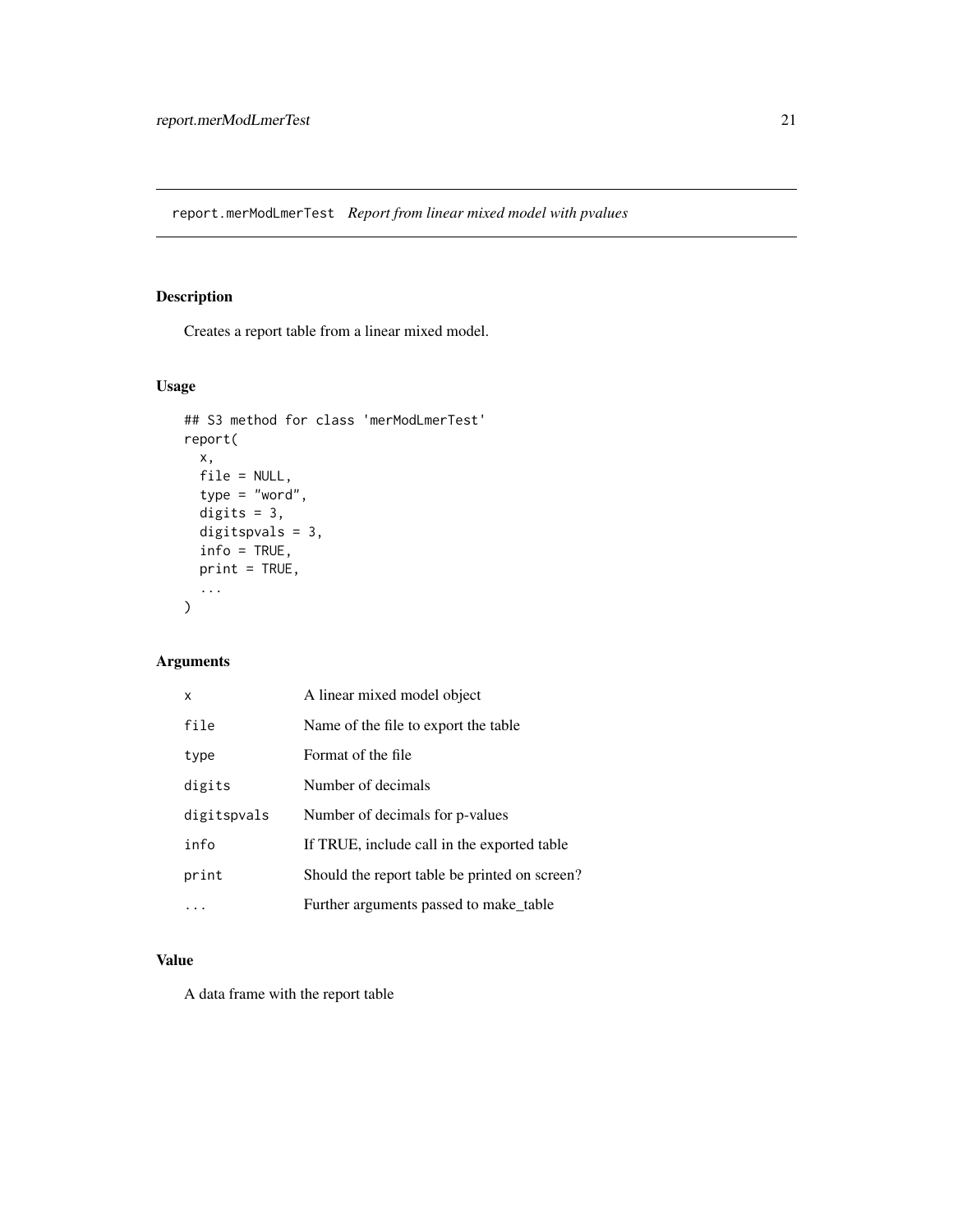## report.merModLmerTest *Report from linear mixed model with pvalues*

### Description

Creates a report table from a linear mixed model.

### Usage

```
## S3 method for class 'merModLmerTest'
report(
  x,
  file = NULL,
  type = "word",
  digits = 3,
  digitspvals = 3,
  info = TRUE,
  print = TRUE,
  ...
)
```

### Arguments

| | |
|---|---|
| x | A linear mixed model object |
| file | Name of the file to export the table |
| type | Format of the file |
| digits | Number of decimals |
| digitspvals | Number of decimals for p-values |
| info | If TRUE, include call in the exported table |
| print | Should the report table be printed on screen? |
| ... | Further arguments passed to make_table |

### Value

A data frame with the report table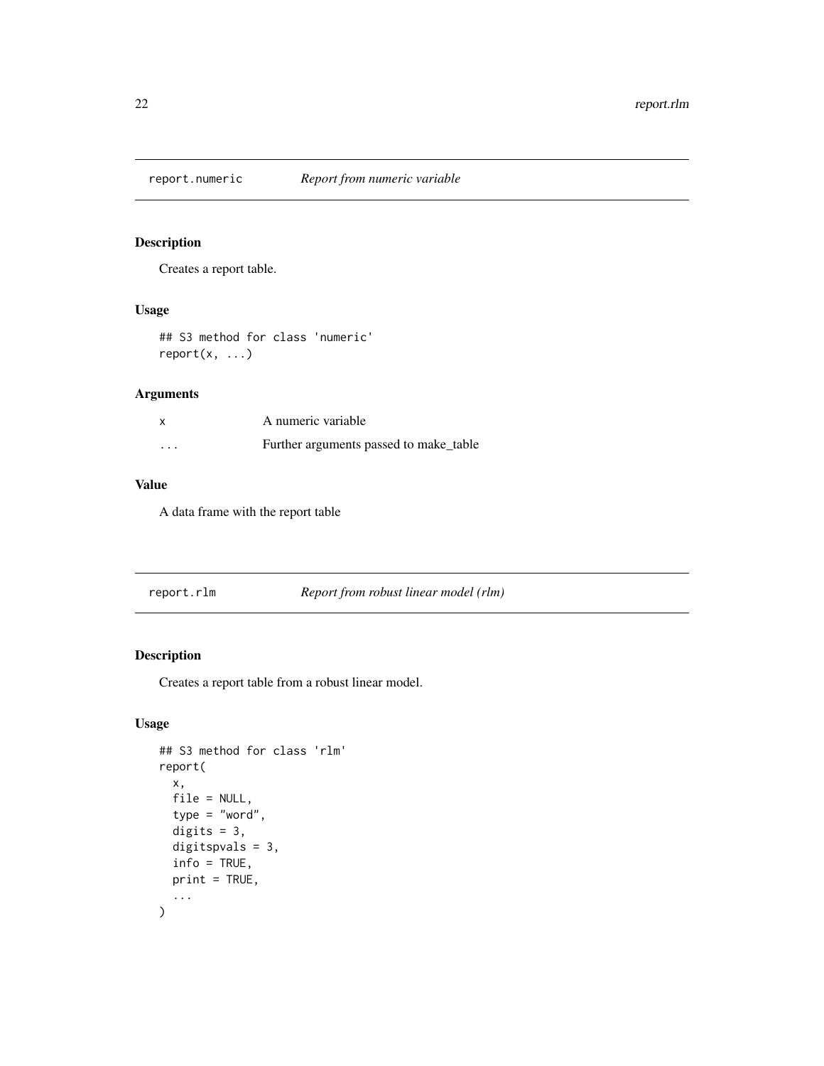## report.numeric — *Report from numeric variable*

### Description

Creates a report table.

### Usage

```
## S3 method for class 'numeric'
report(x, ...)
```

### Arguments

| | |
|---|---|
| x | A numeric variable |
| ... | Further arguments passed to make_table |

### Value

A data frame with the report table

## report.rlm — *Report from robust linear model (rlm)*

### Description

Creates a report table from a robust linear model.

### Usage

```
## S3 method for class 'rlm'
report(
  x,
  file = NULL,
  type = "word",
  digits = 3,
  digitspvals = 3,
  info = TRUE,
  print = TRUE,
  ...
)
```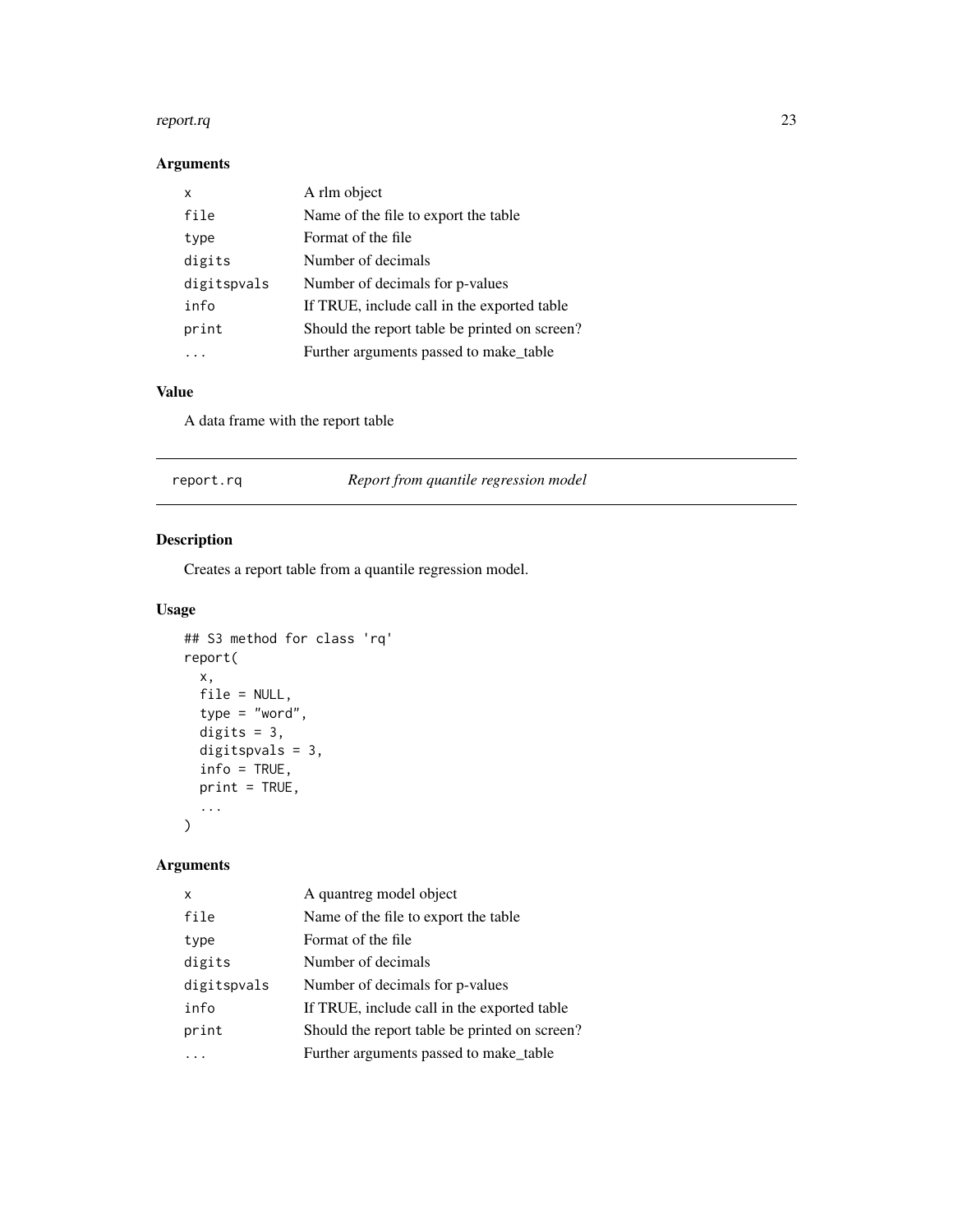### Arguments

| | |
|---|---|
| x | A rlm object |
| file | Name of the file to export the table |
| type | Format of the file |
| digits | Number of decimals |
| digitspvals | Number of decimals for p-values |
| info | If TRUE, include call in the exported table |
| print | Should the report table be printed on screen? |
| ... | Further arguments passed to make_table |

### Value

A data frame with the report table

---

## report.rq — *Report from quantile regression model*

### Description

Creates a report table from a quantile regression model.

### Usage

```
## S3 method for class 'rq'
report(
  x,
  file = NULL,
  type = "word",
  digits = 3,
  digitspvals = 3,
  info = TRUE,
  print = TRUE,
  ...
)
```

### Arguments

| | |
|---|---|
| x | A quantreg model object |
| file | Name of the file to export the table |
| type | Format of the file |
| digits | Number of decimals |
| digitspvals | Number of decimals for p-values |
| info | If TRUE, include call in the exported table |
| print | Should the report table be printed on screen? |
| ... | Further arguments passed to make_table |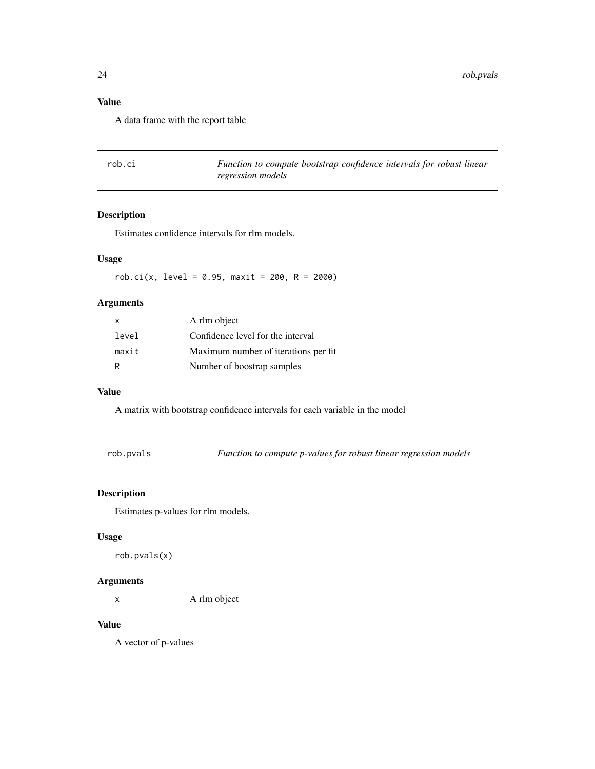### Value

A data frame with the report table

---

## rob.ci — *Function to compute bootstrap confidence intervals for robust linear regression models*

### Description

Estimates confidence intervals for rlm models.

### Usage

```
rob.ci(x, level = 0.95, maxit = 200, R = 2000)
```

### Arguments

| | |
|---|---|
| `x` | A rlm object |
| `level` | Confidence level for the interval |
| `maxit` | Maximum number of iterations per fit |
| `R` | Number of boostrap samples |

### Value

A matrix with bootstrap confidence intervals for each variable in the model

---

## rob.pvals — *Function to compute p-values for robust linear regression models*

### Description

Estimates p-values for rlm models.

### Usage

```
rob.pvals(x)
```

### Arguments

| | |
|---|---|
| `x` | A rlm object |

### Value

A vector of p-values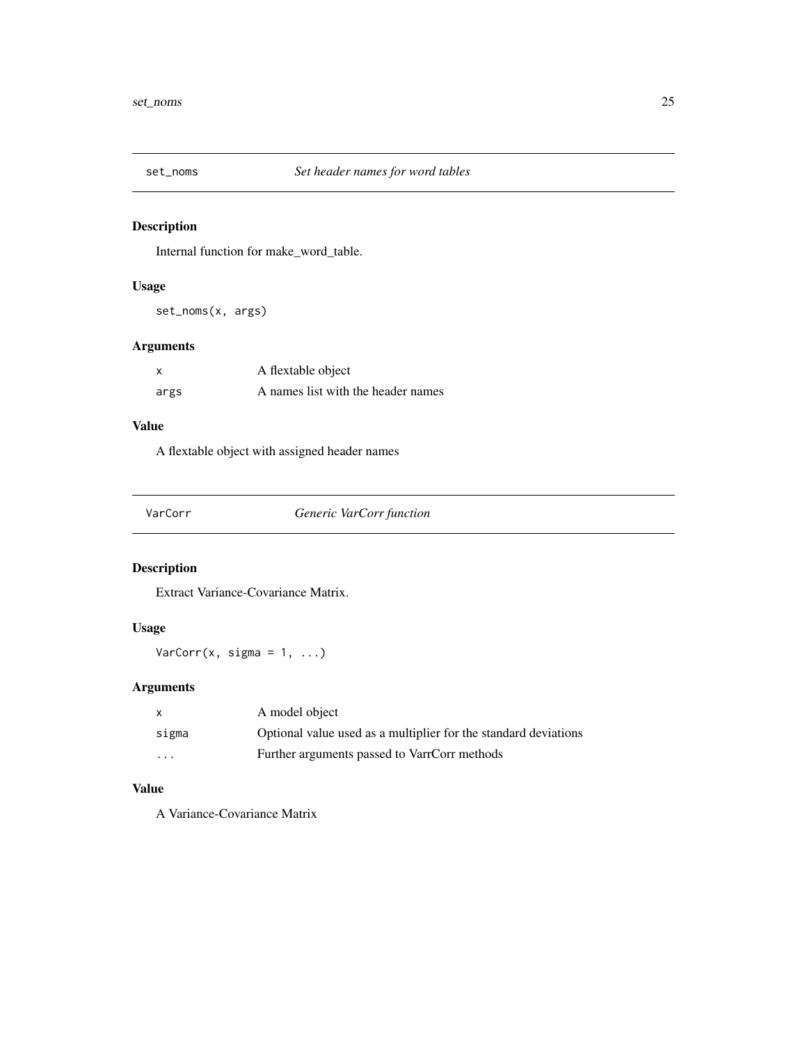## set_noms *Set header names for word tables*

### Description

Internal function for make_word_table.

### Usage

```
set_noms(x, args)
```

### Arguments

| | |
|---|---|
| x | A flextable object |
| args | A names list with the header names |

### Value

A flextable object with assigned header names

## VarCorr *Generic VarCorr function*

### Description

Extract Variance-Covariance Matrix.

### Usage

```
VarCorr(x, sigma = 1, ...)
```

### Arguments

| | |
|---|---|
| x | A model object |
| sigma | Optional value used as a multiplier for the standard deviations |
| ... | Further arguments passed to VarrCorr methods |

### Value

A Variance-Covariance Matrix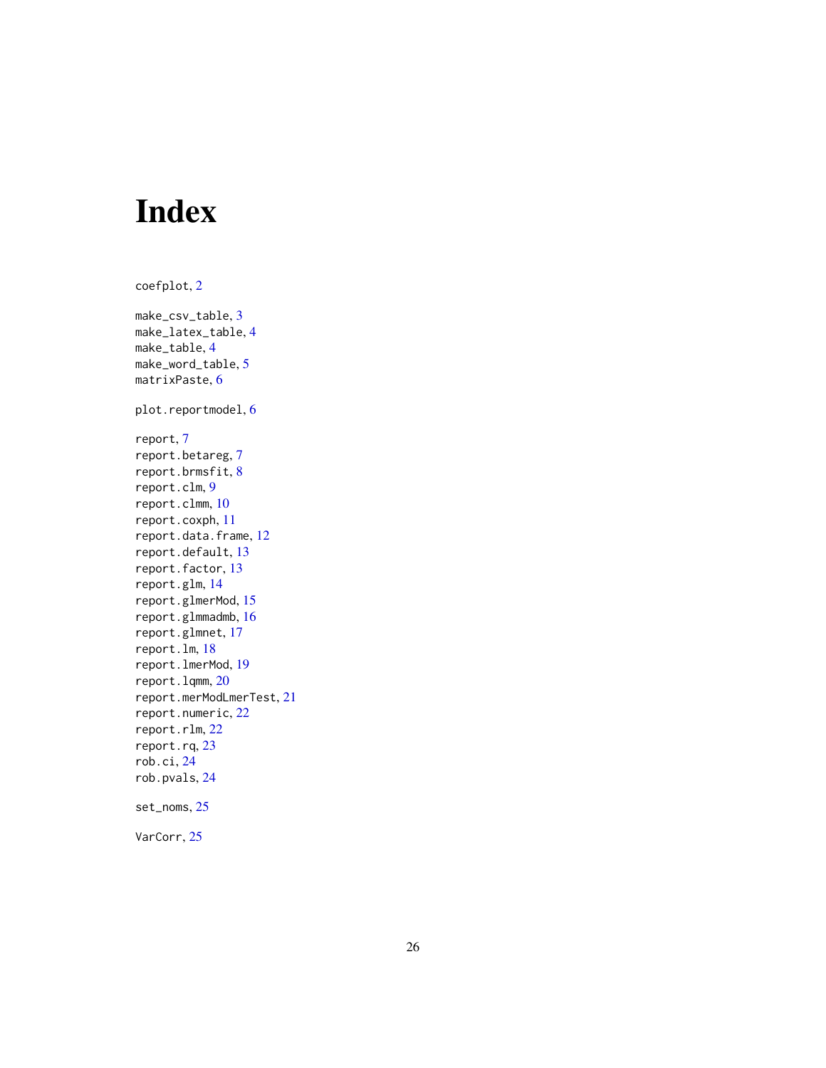# Index

coefplot, 2

make_csv_table, 3
make_latex_table, 4
make_table, 4
make_word_table, 5
matrixPaste, 6

plot.reportmodel, 6

report, 7
report.betareg, 7
report.brmsfit, 8
report.clm, 9
report.clmm, 10
report.coxph, 11
report.data.frame, 12
report.default, 13
report.factor, 13
report.glm, 14
report.glmerMod, 15
report.glmmadmb, 16
report.glmnet, 17
report.lm, 18
report.lmerMod, 19
report.lqmm, 20
report.merModLmerTest, 21
report.numeric, 22
report.rlm, 22
report.rq, 23
rob.ci, 24
rob.pvals, 24

set_noms, 25

VarCorr, 25